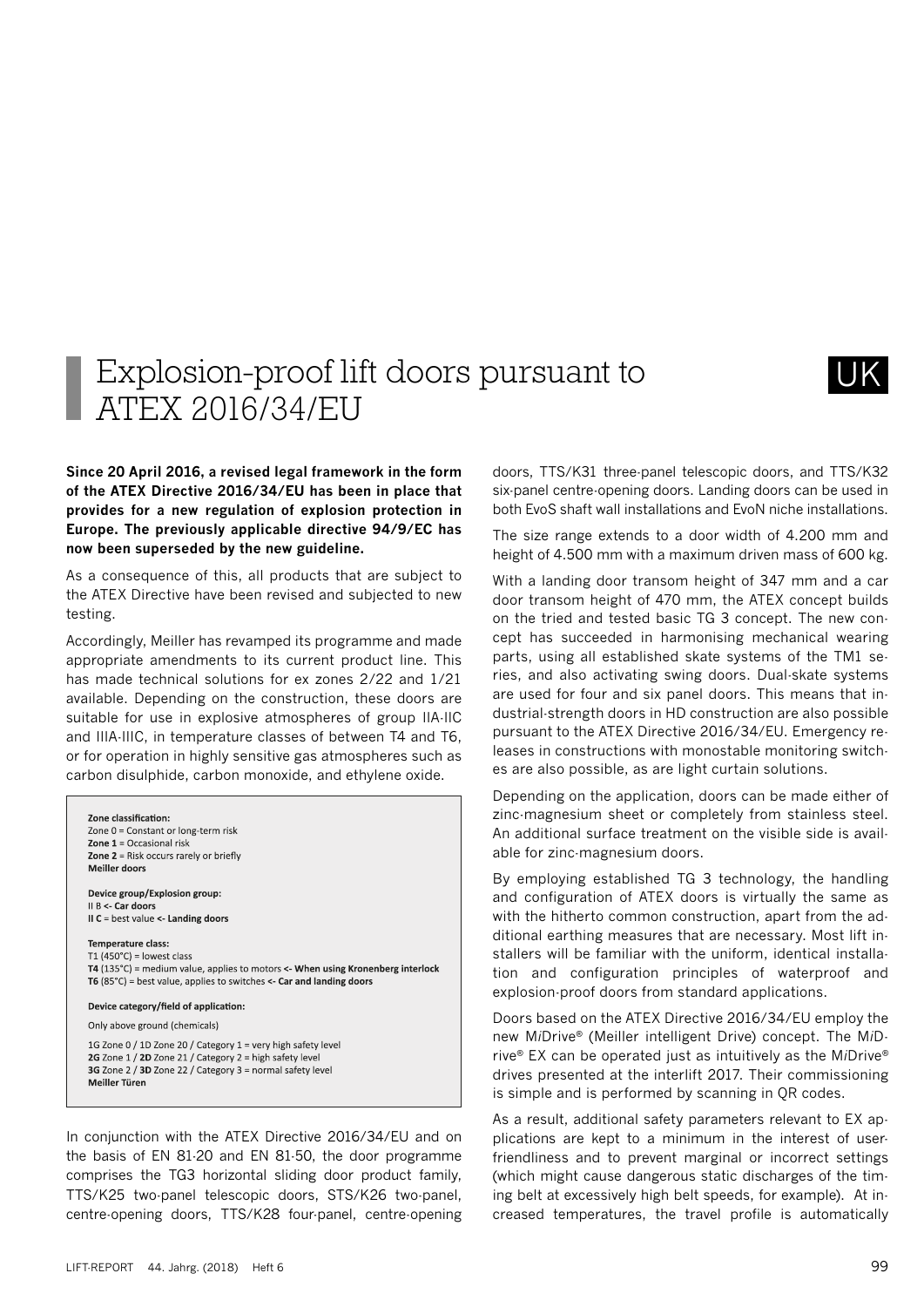# Explosion-proof lift doors pursuant to ATEX 2016/34/EU

UK

**Since 20 April 2016, a revised legal framework in the form of the ATEX Directive 2016/34/EU has been in place that provides for a new regulation of explosion protection in Europe. The previously applicable directive 94/9/EC has now been superseded by the new guideline.**

As a consequence of this, all products that are subject to the ATEX Directive have been revised and subjected to new testing.

Accordingly, Meiller has revamped its programme and made appropriate amendments to its current product line. This has made technical solutions for ex zones 2/22 and 1/21 available. Depending on the construction, these doors are suitable for use in explosive atmospheres of group IIA-IIC and IIIA-IIIC, in temperature classes of between T4 and T6, or for operation in highly sensitive gas atmospheres such as carbon disulphide, carbon monoxide, and ethylene oxide.

**Zone classification:**
Zone 0 = Constant or long-term risk
**Zone 1** = Occasional risk
**Zone 2** = Risk occurs rarely or briefly
**Meiller doors**

**Device group/Explosion group:**
II B **<- Car doors**
**II C** = best value **<- Landing doors**

**Temperature class:**
T1 (450°C) = lowest class
**T4** (135°C) = medium value, applies to motors **<- When using Kronenberg interlock**
**T6** (85°C) = best value, applies to switches **<- Car and landing doors**

**Device category/field of application:**

Only above ground (chemicals)

1G Zone 0 / 1D Zone 20 / Category 1 = very high safety level
**2G** Zone 1 / **2D** Zone 21 / Category 2 = high safety level
**3G** Zone 2 / **3D** Zone 22 / Category 3 = normal safety level
**Meiller Türen**

In conjunction with the ATEX Directive 2016/34/EU and on the basis of EN 81-20 and EN 81-50, the door programme comprises the TG3 horizontal sliding door product family, TTS/K25 two-panel telescopic doors, STS/K26 two-panel, centre-opening doors, TTS/K28 four-panel, centre-opening doors, TTS/K31 three-panel telescopic doors, and TTS/K32 six-panel centre-opening doors. Landing doors can be used in both EvoS shaft wall installations and EvoN niche installations.

The size range extends to a door width of 4.200 mm and height of 4.500 mm with a maximum driven mass of 600 kg.

With a landing door transom height of 347 mm and a car door transom height of 470 mm, the ATEX concept builds on the tried and tested basic TG 3 concept. The new concept has succeeded in harmonising mechanical wearing parts, using all established skate systems of the TM1 series, and also activating swing doors. Dual-skate systems are used for four and six panel doors. This means that industrial-strength doors in HD construction are also possible pursuant to the ATEX Directive 2016/34/EU. Emergency releases in constructions with monostable monitoring switches are also possible, as are light curtain solutions.

Depending on the application, doors can be made either of zinc-magnesium sheet or completely from stainless steel. An additional surface treatment on the visible side is available for zinc-magnesium doors.

By employing established TG 3 technology, the handling and configuration of ATEX doors is virtually the same as with the hitherto common construction, apart from the additional earthing measures that are necessary. Most lift installers will be familiar with the uniform, identical installation and configuration principles of waterproof and explosion-proof doors from standard applications.

Doors based on the ATEX Directive 2016/34/EU employ the new M*i*Drive® (Meiller intelligent Drive) concept. The M*i*Drive® EX can be operated just as intuitively as the M*i*Drive® drives presented at the interlift 2017. Their commissioning is simple and is performed by scanning in QR codes.

As a result, additional safety parameters relevant to EX applications are kept to a minimum in the interest of user-friendliness and to prevent marginal or incorrect settings (which might cause dangerous static discharges of the timing belt at excessively high belt speeds, for example). At increased temperatures, the travel profile is automatically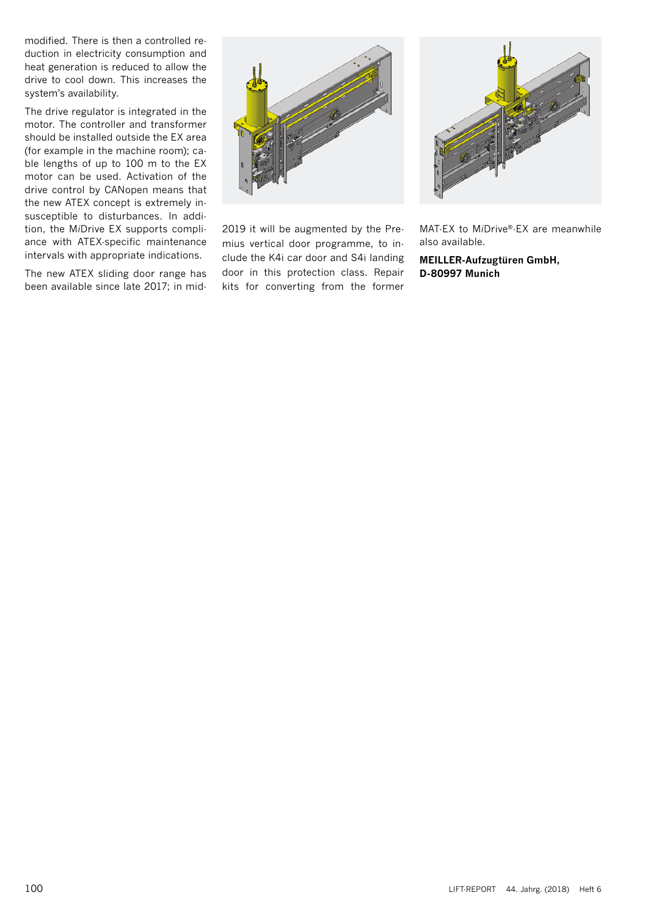modified. There is then a controlled reduction in electricity consumption and heat generation is reduced to allow the drive to cool down. This increases the system's availability.

The drive regulator is integrated in the motor. The controller and transformer should be installed outside the EX area (for example in the machine room); cable lengths of up to 100 m to the EX motor can be used. Activation of the drive control by CANopen means that the new ATEX concept is extremely insusceptible to disturbances. In addition, the M*i*Drive EX supports compliance with ATEX-specific maintenance intervals with appropriate indications.

The new ATEX sliding door range has been available since late 2017; in mid-2019 it will be augmented by the Premius vertical door programme, to include the K4i car door and S4i landing door in this protection class. Repair kits for converting from the former MAT-EX to M*i*Drive®-EX are meanwhile also available.

**MEILLER-Aufzugtüren GmbH, D-80997 Munich**